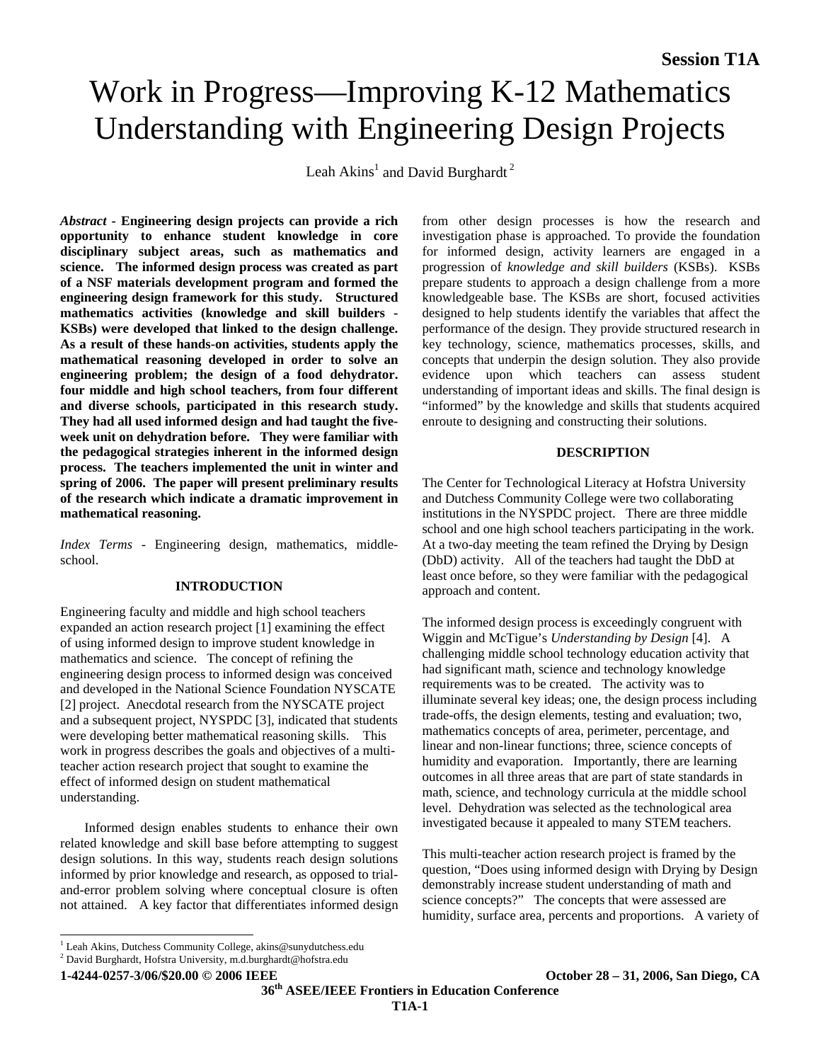# Work in Progress—Improving K-12 Mathematics Understanding with Engineering Design Projects

Leah Akins[1] and David Burghardt [2]

***Abstract* - Engineering design projects can provide a rich opportunity to enhance student knowledge in core disciplinary subject areas, such as mathematics and science. The informed design process was created as part of a NSF materials development program and formed the engineering design framework for this study. Structured mathematics activities (knowledge and skill builders - KSBs) were developed that linked to the design challenge. As a result of these hands-on activities, students apply the mathematical reasoning developed in order to solve an engineering problem; the design of a food dehydrator. four middle and high school teachers, from four different and diverse schools, participated in this research study. They had all used informed design and had taught the five-week unit on dehydration before. They were familiar with the pedagogical strategies inherent in the informed design process. The teachers implemented the unit in winter and spring of 2006. The paper will present preliminary results of the research which indicate a dramatic improvement in mathematical reasoning.**

*Index Terms* - Engineering design, mathematics, middle-school.

## INTRODUCTION

Engineering faculty and middle and high school teachers expanded an action research project [1] examining the effect of using informed design to improve student knowledge in mathematics and science. The concept of refining the engineering design process to informed design was conceived and developed in the National Science Foundation NYSCATE [2] project. Anecdotal research from the NYSCATE project and a subsequent project, NYSPDC [3], indicated that students were developing better mathematical reasoning skills. This work in progress describes the goals and objectives of a multi-teacher action research project that sought to examine the effect of informed design on student mathematical understanding.

Informed design enables students to enhance their own related knowledge and skill base before attempting to suggest design solutions. In this way, students reach design solutions informed by prior knowledge and research, as opposed to trial-and-error problem solving where conceptual closure is often not attained. A key factor that differentiates informed design from other design processes is how the research and investigation phase is approached. To provide the foundation for informed design, activity learners are engaged in a progression of *knowledge and skill builders* (KSBs). KSBs prepare students to approach a design challenge from a more knowledgeable base. The KSBs are short, focused activities designed to help students identify the variables that affect the performance of the design. They provide structured research in key technology, science, mathematics processes, skills, and concepts that underpin the design solution. They also provide evidence upon which teachers can assess student understanding of important ideas and skills. The final design is "informed" by the knowledge and skills that students acquired enroute to designing and constructing their solutions.

## DESCRIPTION

The Center for Technological Literacy at Hofstra University and Dutchess Community College were two collaborating institutions in the NYSPDC project. There are three middle school and one high school teachers participating in the work. At a two-day meeting the team refined the Drying by Design (DbD) activity. All of the teachers had taught the DbD at least once before, so they were familiar with the pedagogical approach and content.

The informed design process is exceedingly congruent with Wiggin and McTigue's *Understanding by Design* [4]. A challenging middle school technology education activity that had significant math, science and technology knowledge requirements was to be created. The activity was to illuminate several key ideas; one, the design process including trade-offs, the design elements, testing and evaluation; two, mathematics concepts of area, perimeter, percentage, and linear and non-linear functions; three, science concepts of humidity and evaporation. Importantly, there are learning outcomes in all three areas that are part of state standards in math, science, and technology curricula at the middle school level. Dehydration was selected as the technological area investigated because it appealed to many STEM teachers.

This multi-teacher action research project is framed by the question, "Does using informed design with Drying by Design demonstrably increase student understanding of math and science concepts?" The concepts that were assessed are humidity, surface area, percents and proportions. A variety of

[1] Leah Akins, Dutchess Community College, akins@sunydutchess.edu
[2] David Burghardt, Hofstra University, m.d.burghardt@hofstra.edu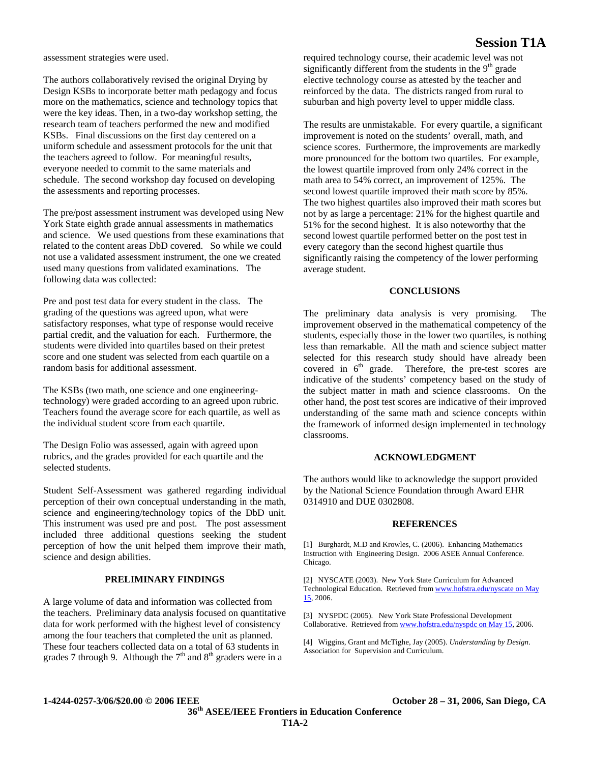assessment strategies were used.

The authors collaboratively revised the original Drying by Design KSBs to incorporate better math pedagogy and focus more on the mathematics, science and technology topics that were the key ideas. Then, in a two-day workshop setting, the research team of teachers performed the new and modified KSBs. Final discussions on the first day centered on a uniform schedule and assessment protocols for the unit that the teachers agreed to follow. For meaningful results, everyone needed to commit to the same materials and schedule. The second workshop day focused on developing the assessments and reporting processes.

The pre/post assessment instrument was developed using New York State eighth grade annual assessments in mathematics and science. We used questions from these examinations that related to the content areas DbD covered. So while we could not use a validated assessment instrument, the one we created used many questions from validated examinations. The following data was collected:

Pre and post test data for every student in the class. The grading of the questions was agreed upon, what were satisfactory responses, what type of response would receive partial credit, and the valuation for each. Furthermore, the students were divided into quartiles based on their pretest score and one student was selected from each quartile on a random basis for additional assessment.

The KSBs (two math, one science and one engineering-technology) were graded according to an agreed upon rubric. Teachers found the average score for each quartile, as well as the individual student score from each quartile.

The Design Folio was assessed, again with agreed upon rubrics, and the grades provided for each quartile and the selected students.

Student Self-Assessment was gathered regarding individual perception of their own conceptual understanding in the math, science and engineering/technology topics of the DbD unit. This instrument was used pre and post. The post assessment included three additional questions seeking the student perception of how the unit helped them improve their math, science and design abilities.

## PRELIMINARY FINDINGS

A large volume of data and information was collected from the teachers. Preliminary data analysis focused on quantitative data for work performed with the highest level of consistency among the four teachers that completed the unit as planned. These four teachers collected data on a total of 63 students in grades 7 through 9. Although the 7th and 8th graders were in a required technology course, their academic level was not significantly different from the students in the 9th grade elective technology course as attested by the teacher and reinforced by the data. The districts ranged from rural to suburban and high poverty level to upper middle class.

The results are unmistakable. For every quartile, a significant improvement is noted on the students' overall, math, and science scores. Furthermore, the improvements are markedly more pronounced for the bottom two quartiles. For example, the lowest quartile improved from only 24% correct in the math area to 54% correct, an improvement of 125%. The second lowest quartile improved their math score by 85%. The two highest quartiles also improved their math scores but not by as large a percentage: 21% for the highest quartile and 51% for the second highest. It is also noteworthy that the second lowest quartile performed better on the post test in every category than the second highest quartile thus significantly raising the competency of the lower performing average student.

## CONCLUSIONS

The preliminary data analysis is very promising. The improvement observed in the mathematical competency of the students, especially those in the lower two quartiles, is nothing less than remarkable. All the math and science subject matter selected for this research study should have already been covered in 6th grade. Therefore, the pre-test scores are indicative of the students' competency based on the study of the subject matter in math and science classrooms. On the other hand, the post test scores are indicative of their improved understanding of the same math and science concepts within the framework of informed design implemented in technology classrooms.

## ACKNOWLEDGMENT

The authors would like to acknowledge the support provided by the National Science Foundation through Award EHR 0314910 and DUE 0302808.

## REFERENCES

[1] Burghardt, M.D and Krowles, C. (2006). Enhancing Mathematics Instruction with Engineering Design. 2006 ASEE Annual Conference. Chicago.

[2] NYSCATE (2003). New York State Curriculum for Advanced Technological Education. Retrieved from www.hofstra.edu/nyscate on May 15, 2006.

[3] NYSPDC (2005). New York State Professional Development Collaborative. Retrieved from www.hofstra.edu/nyspdc on May 15, 2006.

[4] Wiggins, Grant and McTighe, Jay (2005). *Understanding by Design*. Association for Supervision and Curriculum.